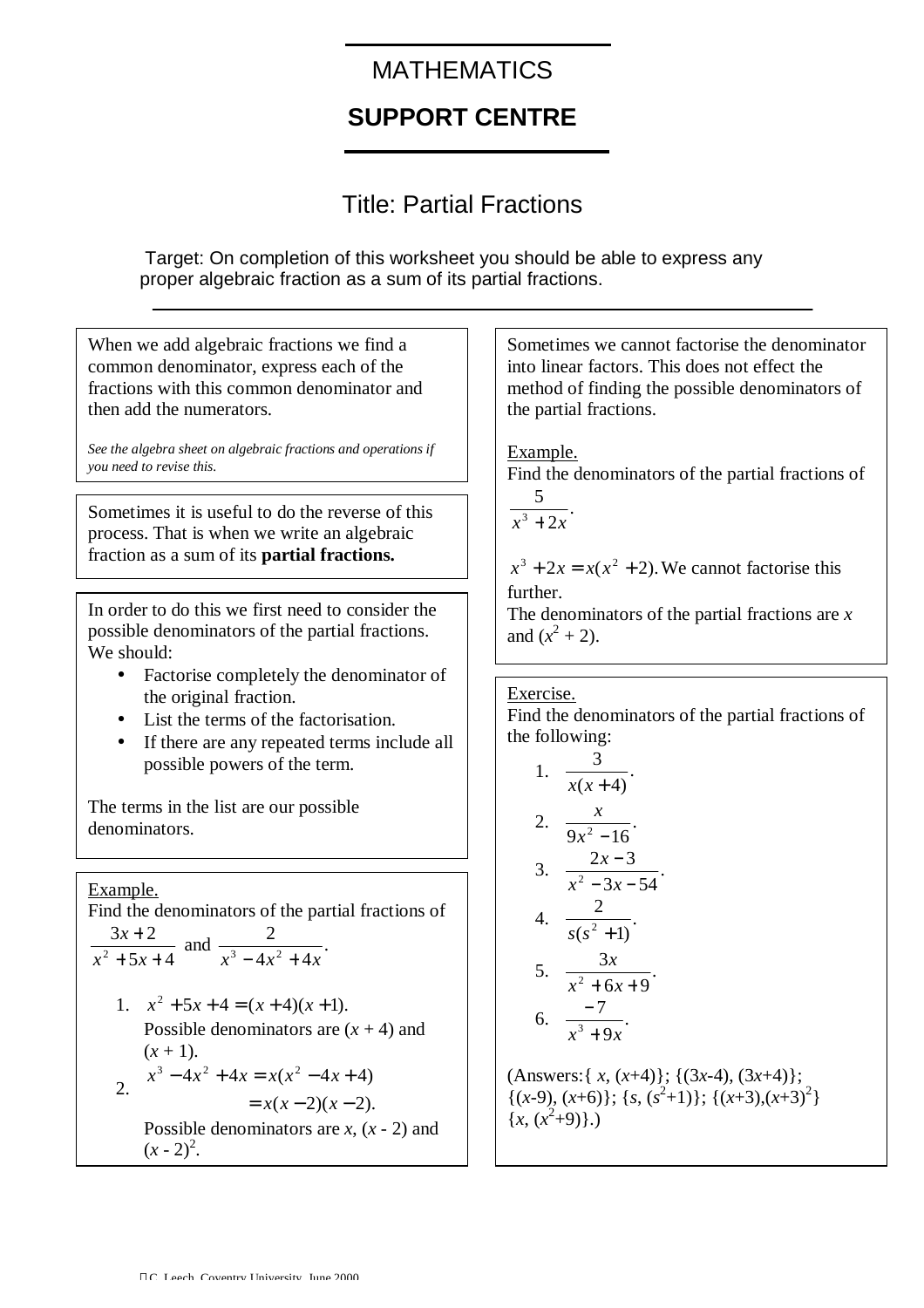# MATHEMATICS

## SUPPORT CENTRE

### Title: Partial Fractions

Target: On completion of this worksheet you should be able to express any proper algebraic fraction as a sum of its partial fractions.

---

When we add algebraic fractions we find a common denominator, express each of the fractions with this common denominator and then add the numerators.

*See the algebra sheet on algebraic fractions and operations if you need to revise this.*

Sometimes it is useful to do the reverse of this process. That is when we write an algebraic fraction as a sum of its **partial fractions.**

In order to do this we first need to consider the possible denominators of the partial fractions. We should:

- Factorise completely the denominator of the original fraction.
- List the terms of the factorisation.
- If there are any repeated terms include all possible powers of the term.

The terms in the list are our possible denominators.

Example.
Find the denominators of the partial fractions of $\frac{3x+2}{x^2+5x+4}$ and $\frac{2}{x^3-4x^2+4x}$.

1. $x^2+5x+4=(x+4)(x+1)$.
   Possible denominators are $(x + 4)$ and $(x + 1)$.
2. $$\begin{aligned} x^3-4x^2+4x &= x(x^2-4x+4) \\ &= x(x-2)(x-2). \end{aligned}$$
   Possible denominators are $x$, $(x - 2)$ and $(x - 2)^2$.

Sometimes we cannot factorise the denominator into linear factors. This does not effect the method of finding the possible denominators of the partial fractions.

Example.
Find the denominators of the partial fractions of $\frac{5}{x^3+2x}$.

$x^3+2x=x(x^2+2)$. We cannot factorise this further.
The denominators of the partial fractions are $x$ and $(x^2 + 2)$.

Exercise.
Find the denominators of the partial fractions of the following:

1. $\frac{3}{x(x+4)}$.
2. $\frac{x}{9x^2-16}$.
3. $\frac{2x-3}{x^2-3x-54}$.
4. $\frac{2}{s(s^2+1)}$.
5. $\frac{3x}{x^2+6x+9}$.
6. $\frac{-7}{x^3+9x}$.

(Answers:{ $x$, $(x+4)$}; {$(3x-4)$, $(3x+4)$}; {$(x-9)$, $(x+6)$}; {$s$, $(s^2+1)$}; {$(x+3)$,$(x+3)^2$} {$x$, $(x^2+9)$}.)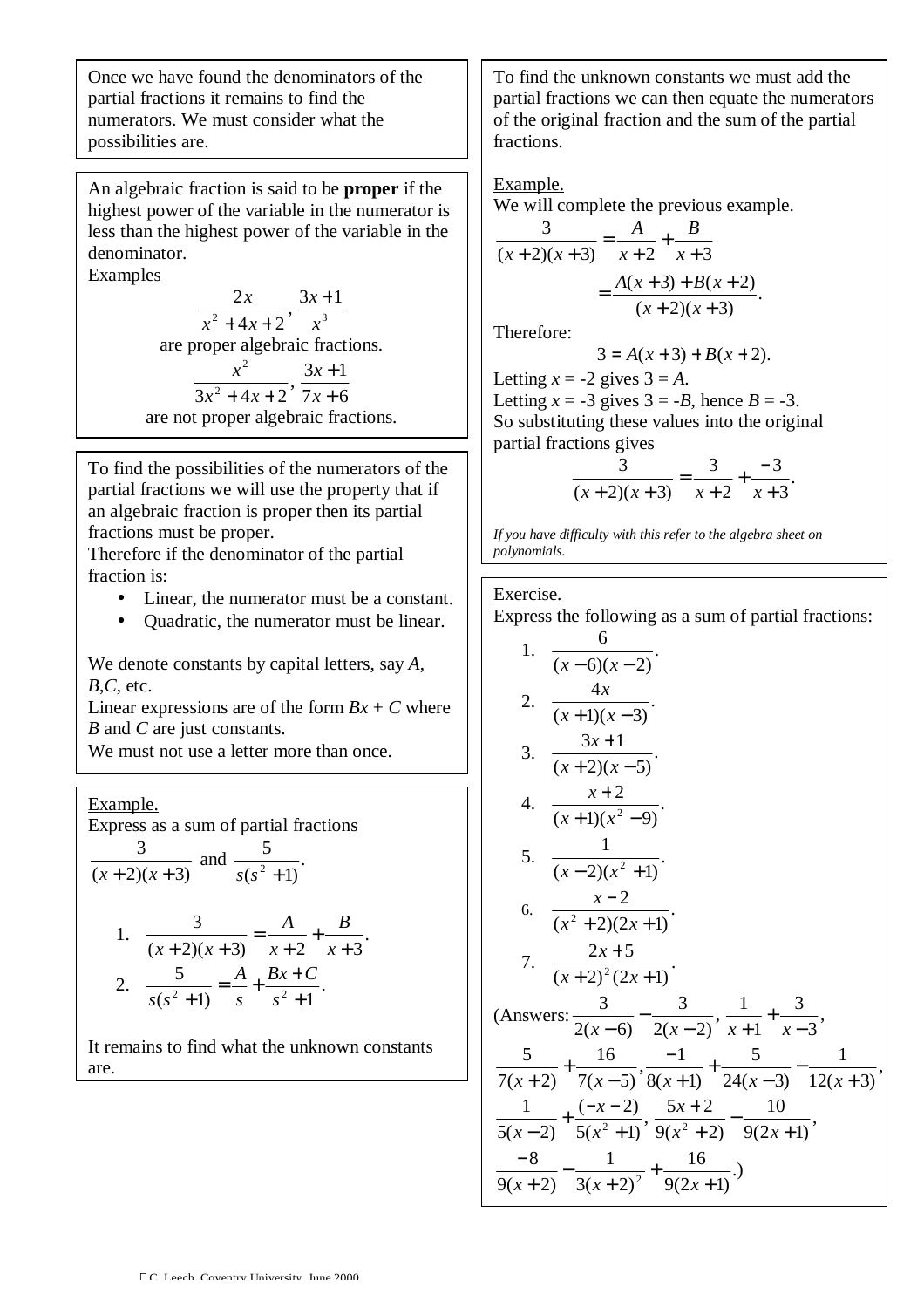Once we have found the denominators of the partial fractions it remains to find the numerators. We must consider what the possibilities are.

An algebraic fraction is said to be **proper** if the highest power of the variable in the numerator is less than the highest power of the variable in the denominator.

Examples

$$\frac{2x}{x^2+4x+2}, \frac{3x+1}{x^3}$$

are proper algebraic fractions.

$$\frac{x^2}{3x^2+4x+2}, \frac{3x+1}{7x+6}$$

are not proper algebraic fractions.

To find the possibilities of the numerators of the partial fractions we will use the property that if an algebraic fraction is proper then its partial fractions must be proper.

Therefore if the denominator of the partial fraction is:

- Linear, the numerator must be a constant.
- Quadratic, the numerator must be linear.

We denote constants by capital letters, say $A$, $B$,$C$, etc.

Linear expressions are of the form $Bx + C$ where $B$ and $C$ are just constants.

We must not use a letter more than once.

Example.

Express as a sum of partial fractions

$$\frac{3}{(x+2)(x+3)} \text{ and } \frac{5}{s(s^2+1)}.$$

1. $\dfrac{3}{(x+2)(x+3)} = \dfrac{A}{x+2} + \dfrac{B}{x+3}.$
2. $\dfrac{5}{s(s^2+1)} = \dfrac{A}{s} + \dfrac{Bx+C}{s^2+1}.$

It remains to find what the unknown constants are.

To find the unknown constants we must add the partial fractions we can then equate the numerators of the original fraction and the sum of the partial fractions.

Example.

We will complete the previous example.

$$\frac{3}{(x+2)(x+3)} = \frac{A}{x+2} + \frac{B}{x+3}$$

$$= \frac{A(x+3)+B(x+2)}{(x+2)(x+3)}.$$

Therefore:

$$3 = A(x+3) + B(x+2).$$

Letting $x = -2$ gives $3 = A$.

Letting $x = -3$ gives $3 = -B$, hence $B = -3$.

So substituting these values into the original partial fractions gives

$$\frac{3}{(x+2)(x+3)} = \frac{3}{x+2} + \frac{-3}{x+3}.$$

*If you have difficulty with this refer to the algebra sheet on polynomials.*

Exercise.

Express the following as a sum of partial fractions:

1. $\dfrac{6}{(x-6)(x-2)}.$
2. $\dfrac{4x}{(x+1)(x-3)}.$
3. $\dfrac{3x+1}{(x+2)(x-5)}.$
4. $\dfrac{x+2}{(x+1)(x^2-9)}.$
5. $\dfrac{1}{(x-2)(x^2+1)}.$
6. $\dfrac{x-2}{(x^2+2)(2x+1)}.$
7. $\dfrac{2x+5}{(x+2)^2(2x+1)}.$

(Answers: $\dfrac{3}{2(x-6)} - \dfrac{3}{2(x-2)}$, $\dfrac{1}{x+1} + \dfrac{3}{x-3}$, $\dfrac{5}{7(x+2)} + \dfrac{16}{7(x-5)}$, $\dfrac{-1}{8(x+1)} + \dfrac{5}{24(x-3)} - \dfrac{1}{12(x+3)}$, $\dfrac{1}{5(x-2)} + \dfrac{(-x-2)}{5(x^2+1)}$, $\dfrac{5x+2}{9(x^2+2)} - \dfrac{10}{9(2x+1)}$, $\dfrac{-8}{9(x+2)} - \dfrac{1}{3(x+2)^2} + \dfrac{16}{9(2x+1)}$.)